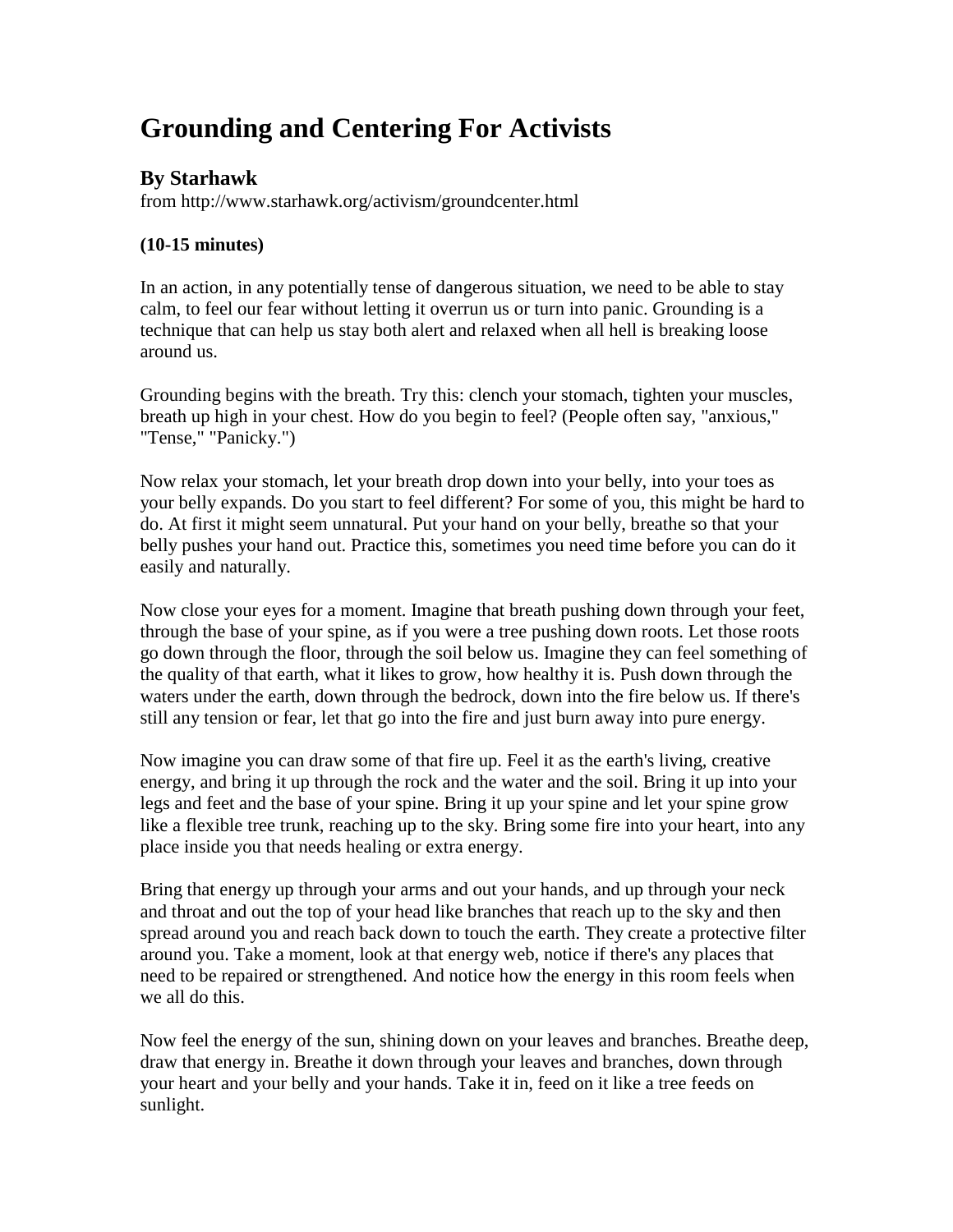# Grounding and Centering For Activists

### By Starhawk

from http://www.starhawk.org/activism/groundcenter.html

**(10-15 minutes)**

In an action, in any potentially tense of dangerous situation, we need to be able to stay calm, to feel our fear without letting it overrun us or turn into panic. Grounding is a technique that can help us stay both alert and relaxed when all hell is breaking loose around us.

Grounding begins with the breath. Try this: clench your stomach, tighten your muscles, breath up high in your chest. How do you begin to feel? (People often say, "anxious," "Tense," "Panicky.")

Now relax your stomach, let your breath drop down into your belly, into your toes as your belly expands. Do you start to feel different? For some of you, this might be hard to do. At first it might seem unnatural. Put your hand on your belly, breathe so that your belly pushes your hand out. Practice this, sometimes you need time before you can do it easily and naturally.

Now close your eyes for a moment. Imagine that breath pushing down through your feet, through the base of your spine, as if you were a tree pushing down roots. Let those roots go down through the floor, through the soil below us. Imagine they can feel something of the quality of that earth, what it likes to grow, how healthy it is. Push down through the waters under the earth, down through the bedrock, down into the fire below us. If there's still any tension or fear, let that go into the fire and just burn away into pure energy.

Now imagine you can draw some of that fire up. Feel it as the earth's living, creative energy, and bring it up through the rock and the water and the soil. Bring it up into your legs and feet and the base of your spine. Bring it up your spine and let your spine grow like a flexible tree trunk, reaching up to the sky. Bring some fire into your heart, into any place inside you that needs healing or extra energy.

Bring that energy up through your arms and out your hands, and up through your neck and throat and out the top of your head like branches that reach up to the sky and then spread around you and reach back down to touch the earth. They create a protective filter around you. Take a moment, look at that energy web, notice if there's any places that need to be repaired or strengthened. And notice how the energy in this room feels when we all do this.

Now feel the energy of the sun, shining down on your leaves and branches. Breathe deep, draw that energy in. Breathe it down through your leaves and branches, down through your heart and your belly and your hands. Take it in, feed on it like a tree feeds on sunlight.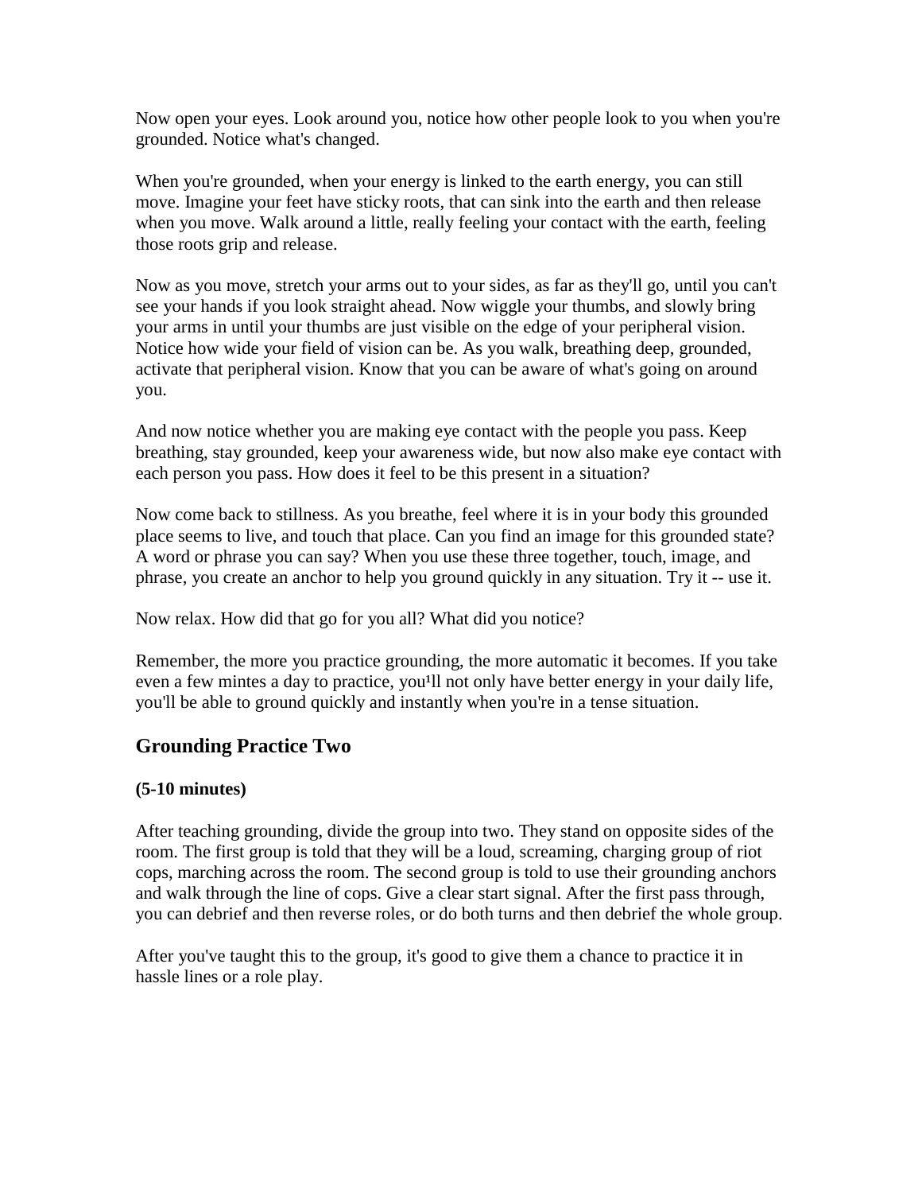Now open your eyes. Look around you, notice how other people look to you when you're grounded. Notice what's changed.

When you're grounded, when your energy is linked to the earth energy, you can still move. Imagine your feet have sticky roots, that can sink into the earth and then release when you move. Walk around a little, really feeling your contact with the earth, feeling those roots grip and release.

Now as you move, stretch your arms out to your sides, as far as they'll go, until you can't see your hands if you look straight ahead. Now wiggle your thumbs, and slowly bring your arms in until your thumbs are just visible on the edge of your peripheral vision. Notice how wide your field of vision can be. As you walk, breathing deep, grounded, activate that peripheral vision. Know that you can be aware of what's going on around you.

And now notice whether you are making eye contact with the people you pass. Keep breathing, stay grounded, keep your awareness wide, but now also make eye contact with each person you pass. How does it feel to be this present in a situation?

Now come back to stillness. As you breathe, feel where it is in your body this grounded place seems to live, and touch that place. Can you find an image for this grounded state? A word or phrase you can say? When you use these three together, touch, image, and phrase, you create an anchor to help you ground quickly in any situation. Try it -- use it.

Now relax. How did that go for you all? What did you notice?

Remember, the more you practice grounding, the more automatic it becomes. If you take even a few mintes a day to practice, you'll not only have better energy in your daily life, you'll be able to ground quickly and instantly when you're in a tense situation.

## Grounding Practice Two

**(5-10 minutes)**

After teaching grounding, divide the group into two. They stand on opposite sides of the room. The first group is told that they will be a loud, screaming, charging group of riot cops, marching across the room. The second group is told to use their grounding anchors and walk through the line of cops. Give a clear start signal. After the first pass through, you can debrief and then reverse roles, or do both turns and then debrief the whole group.

After you've taught this to the group, it's good to give them a chance to practice it in hassle lines or a role play.